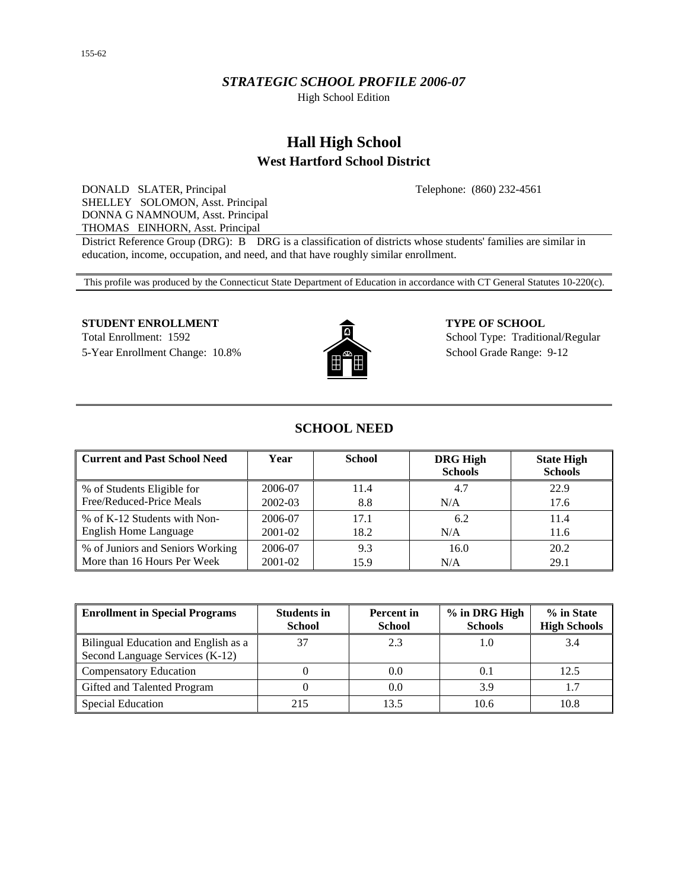155-62

*STRATEGIC SCHOOL PROFILE 2006-07*

High School Edition

# Hall High School

## West Hartford School District

DONALD SLATER, Principal
SHELLEY SOLOMON, Asst. Principal
DONNA G NAMNOUM, Asst. Principal
THOMAS EINHORN, Asst. Principal

Telephone: (860) 232-4561

District Reference Group (DRG): B DRG is a classification of districts whose students' families are similar in education, income, occupation, and need, and that have roughly similar enrollment.

This profile was produced by the Connecticut State Department of Education in accordance with CT General Statutes 10-220(c).

**STUDENT ENROLLMENT**

Total Enrollment: 1592

5-Year Enrollment Change: 10.8%

**TYPE OF SCHOOL**

School Type: Traditional/Regular

School Grade Range: 9-12

## SCHOOL NEED

| Current and Past School Need | Year | School | DRG High Schools | State High Schools |
|---|---|---|---|---|
| % of Students Eligible for Free/Reduced-Price Meals | 2006-07 | 11.4 | 4.7 | 22.9 |
| | 2002-03 | 8.8 | N/A | 17.6 |
| % of K-12 Students with Non-English Home Language | 2006-07 | 17.1 | 6.2 | 11.4 |
| | 2001-02 | 18.2 | N/A | 11.6 |
| % of Juniors and Seniors Working More than 16 Hours Per Week | 2006-07 | 9.3 | 16.0 | 20.2 |
| | 2001-02 | 15.9 | N/A | 29.1 |

| Enrollment in Special Programs | Students in School | Percent in School | % in DRG High Schools | % in State High Schools |
|---|---|---|---|---|
| Bilingual Education and English as a Second Language Services (K-12) | 37 | 2.3 | 1.0 | 3.4 |
| Compensatory Education | 0 | 0.0 | 0.1 | 12.5 |
| Gifted and Talented Program | 0 | 0.0 | 3.9 | 1.7 |
| Special Education | 215 | 13.5 | 10.6 | 10.8 |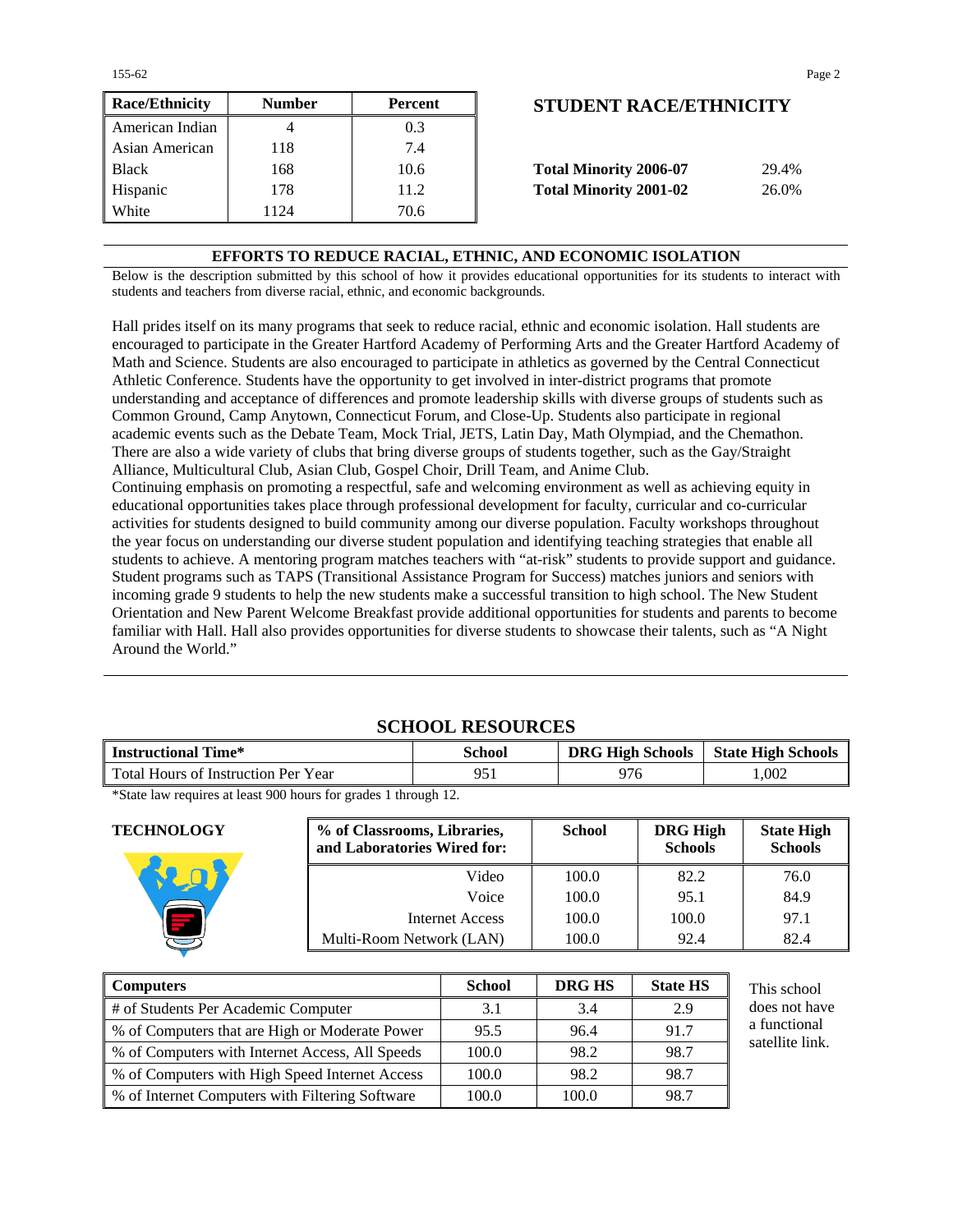| Race/Ethnicity | Number | Percent |
|---|---|---|
| American Indian | 4 | 0.3 |
| Asian American | 118 | 7.4 |
| Black | 168 | 10.6 |
| Hispanic | 178 | 11.2 |
| White | 1124 | 70.6 |

## STUDENT RACE/ETHNICITY

| | |
|---|---|
| **Total Minority 2006-07** | 29.4% |
| **Total Minority 2001-02** | 26.0% |

## EFFORTS TO REDUCE RACIAL, ETHNIC, AND ECONOMIC ISOLATION

Below is the description submitted by this school of how it provides educational opportunities for its students to interact with students and teachers from diverse racial, ethnic, and economic backgrounds.

Hall prides itself on its many programs that seek to reduce racial, ethnic and economic isolation. Hall students are encouraged to participate in the Greater Hartford Academy of Performing Arts and the Greater Hartford Academy of Math and Science. Students are also encouraged to participate in athletics as governed by the Central Connecticut Athletic Conference. Students have the opportunity to get involved in inter-district programs that promote understanding and acceptance of differences and promote leadership skills with diverse groups of students such as Common Ground, Camp Anytown, Connecticut Forum, and Close-Up. Students also participate in regional academic events such as the Debate Team, Mock Trial, JETS, Latin Day, Math Olympiad, and the Chemathon. There are also a wide variety of clubs that bring diverse groups of students together, such as the Gay/Straight Alliance, Multicultural Club, Asian Club, Gospel Choir, Drill Team, and Anime Club.

Continuing emphasis on promoting a respectful, safe and welcoming environment as well as achieving equity in educational opportunities takes place through professional development for faculty, curricular and co-curricular activities for students designed to build community among our diverse population. Faculty workshops throughout the year focus on understanding our diverse student population and identifying teaching strategies that enable all students to achieve. A mentoring program matches teachers with "at-risk" students to provide support and guidance. Student programs such as TAPS (Transitional Assistance Program for Success) matches juniors and seniors with incoming grade 9 students to help the new students make a successful transition to high school. The New Student Orientation and New Parent Welcome Breakfast provide additional opportunities for students and parents to become familiar with Hall. Hall also provides opportunities for diverse students to showcase their talents, such as "A Night Around the World."

## SCHOOL RESOURCES

| Instructional Time* | School | DRG High Schools | State High Schools |
|---|---|---|---|
| Total Hours of Instruction Per Year | 951 | 976 | 1,002 |

*State law requires at least 900 hours for grades 1 through 12.

### TECHNOLOGY

| % of Classrooms, Libraries, and Laboratories Wired for: | School | DRG High Schools | State High Schools |
|---|---|---|---|
| Video | 100.0 | 82.2 | 76.0 |
| Voice | 100.0 | 95.1 | 84.9 |
| Internet Access | 100.0 | 100.0 | 97.1 |
| Multi-Room Network (LAN) | 100.0 | 92.4 | 82.4 |

| Computers | School | DRG HS | State HS |
|---|---|---|---|
| # of Students Per Academic Computer | 3.1 | 3.4 | 2.9 |
| % of Computers that are High or Moderate Power | 95.5 | 96.4 | 91.7 |
| % of Computers with Internet Access, All Speeds | 100.0 | 98.2 | 98.7 |
| % of Computers with High Speed Internet Access | 100.0 | 98.2 | 98.7 |
| % of Internet Computers with Filtering Software | 100.0 | 100.0 | 98.7 |

This school does not have a functional satellite link.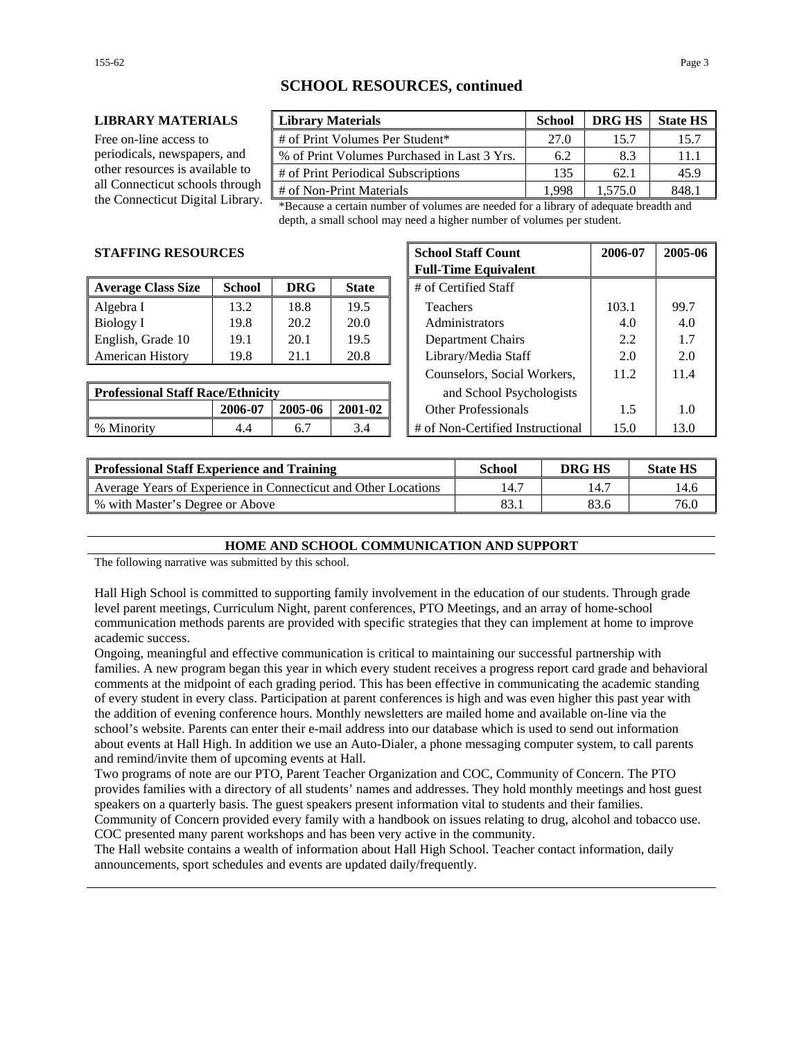## SCHOOL RESOURCES, continued

**LIBRARY MATERIALS**

Free on-line access to periodicals, newspapers, and other resources is available to all Connecticut schools through the Connecticut Digital Library.

| Library Materials | School | DRG HS | State HS |
|---|---|---|---|
| # of Print Volumes Per Student* | 27.0 | 15.7 | 15.7 |
| % of Print Volumes Purchased in Last 3 Yrs. | 6.2 | 8.3 | 11.1 |
| # of Print Periodical Subscriptions | 135 | 62.1 | 45.9 |
| # of Non-Print Materials | 1,998 | 1,575.0 | 848.1 |

*Because a certain number of volumes are needed for a library of adequate breadth and depth, a small school may need a higher number of volumes per student.

**STAFFING RESOURCES**

| Average Class Size | School | DRG | State |
|---|---|---|---|
| Algebra I | 13.2 | 18.8 | 19.5 |
| Biology I | 19.8 | 20.2 | 20.0 |
| English, Grade 10 | 19.1 | 20.1 | 19.5 |
| American History | 19.8 | 21.1 | 20.8 |

| Professional Staff Race/Ethnicity | | | |
|---|---|---|---|
| | 2006-07 | 2005-06 | 2001-02 |
| % Minority | 4.4 | 6.7 | 3.4 |

| School Staff Count Full-Time Equivalent | 2006-07 | 2005-06 |
|---|---|---|
| # of Certified Staff | | |
| Teachers | 103.1 | 99.7 |
| Administrators | 4.0 | 4.0 |
| Department Chairs | 2.2 | 1.7 |
| Library/Media Staff | 2.0 | 2.0 |
| Counselors, Social Workers, and School Psychologists | 11.2 | 11.4 |
| Other Professionals | 1.5 | 1.0 |
| # of Non-Certified Instructional | 15.0 | 13.0 |

| Professional Staff Experience and Training | School | DRG HS | State HS |
|---|---|---|---|
| Average Years of Experience in Connecticut and Other Locations | 14.7 | 14.7 | 14.6 |
| % with Master's Degree or Above | 83.1 | 83.6 | 76.0 |

## HOME AND SCHOOL COMMUNICATION AND SUPPORT

The following narrative was submitted by this school.

Hall High School is committed to supporting family involvement in the education of our students. Through grade level parent meetings, Curriculum Night, parent conferences, PTO Meetings, and an array of home-school communication methods parents are provided with specific strategies that they can implement at home to improve academic success.

Ongoing, meaningful and effective communication is critical to maintaining our successful partnership with families. A new program began this year in which every student receives a progress report card grade and behavioral comments at the midpoint of each grading period. This has been effective in communicating the academic standing of every student in every class. Participation at parent conferences is high and was even higher this past year with the addition of evening conference hours. Monthly newsletters are mailed home and available on-line via the school's website. Parents can enter their e-mail address into our database which is used to send out information about events at Hall High. In addition we use an Auto-Dialer, a phone messaging computer system, to call parents and remind/invite them of upcoming events at Hall.

Two programs of note are our PTO, Parent Teacher Organization and COC, Community of Concern. The PTO provides families with a directory of all students' names and addresses. They hold monthly meetings and host guest speakers on a quarterly basis. The guest speakers present information vital to students and their families.

Community of Concern provided every family with a handbook on issues relating to drug, alcohol and tobacco use. COC presented many parent workshops and has been very active in the community.

The Hall website contains a wealth of information about Hall High School. Teacher contact information, daily announcements, sport schedules and events are updated daily/frequently.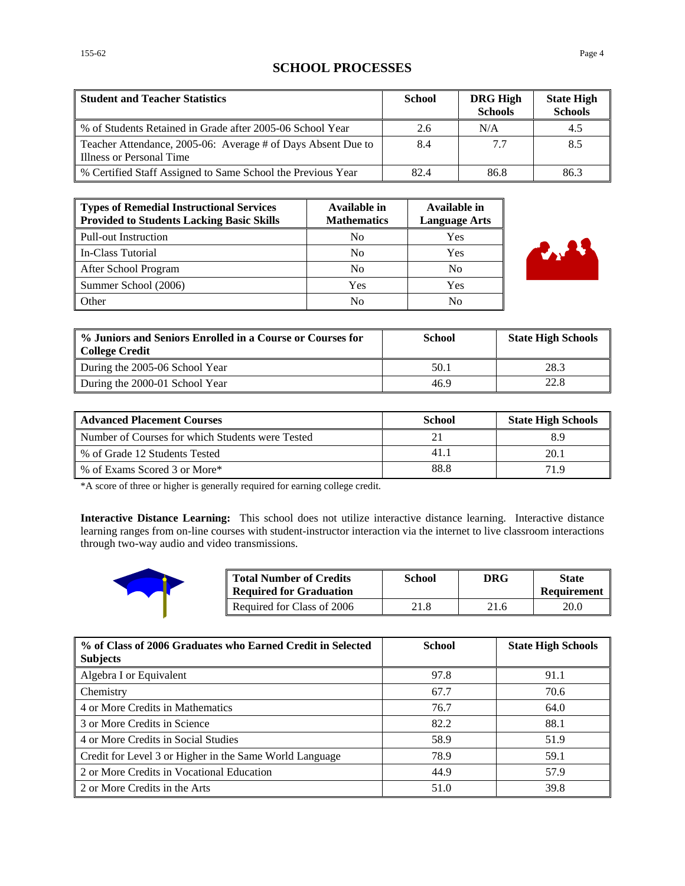## SCHOOL PROCESSES

| Student and Teacher Statistics | School | DRG High Schools | State High Schools |
|---|---|---|---|
| % of Students Retained in Grade after 2005-06 School Year | 2.6 | N/A | 4.5 |
| Teacher Attendance, 2005-06: Average # of Days Absent Due to Illness or Personal Time | 8.4 | 7.7 | 8.5 |
| % Certified Staff Assigned to Same School the Previous Year | 82.4 | 86.8 | 86.3 |

| Types of Remedial Instructional Services Provided to Students Lacking Basic Skills | Available in Mathematics | Available in Language Arts |
|---|---|---|
| Pull-out Instruction | No | Yes |
| In-Class Tutorial | No | Yes |
| After School Program | No | No |
| Summer School (2006) | Yes | Yes |
| Other | No | No |

| % Juniors and Seniors Enrolled in a Course or Courses for College Credit | School | State High Schools |
|---|---|---|
| During the 2005-06 School Year | 50.1 | 28.3 |
| During the 2000-01 School Year | 46.9 | 22.8 |

| Advanced Placement Courses | School | State High Schools |
|---|---|---|
| Number of Courses for which Students were Tested | 21 | 8.9 |
| % of Grade 12 Students Tested | 41.1 | 20.1 |
| % of Exams Scored 3 or More* | 88.8 | 71.9 |

*A score of three or higher is generally required for earning college credit.

**Interactive Distance Learning:** This school does not utilize interactive distance learning. Interactive distance learning ranges from on-line courses with student-instructor interaction via the internet to live classroom interactions through two-way audio and video transmissions.

| Total Number of Credits Required for Graduation | School | DRG | State Requirement |
|---|---|---|---|
| Required for Class of 2006 | 21.8 | 21.6 | 20.0 |

| % of Class of 2006 Graduates who Earned Credit in Selected Subjects | School | State High Schools |
|---|---|---|
| Algebra I or Equivalent | 97.8 | 91.1 |
| Chemistry | 67.7 | 70.6 |
| 4 or More Credits in Mathematics | 76.7 | 64.0 |
| 3 or More Credits in Science | 82.2 | 88.1 |
| 4 or More Credits in Social Studies | 58.9 | 51.9 |
| Credit for Level 3 or Higher in the Same World Language | 78.9 | 59.1 |
| 2 or More Credits in Vocational Education | 44.9 | 57.9 |
| 2 or More Credits in the Arts | 51.0 | 39.8 |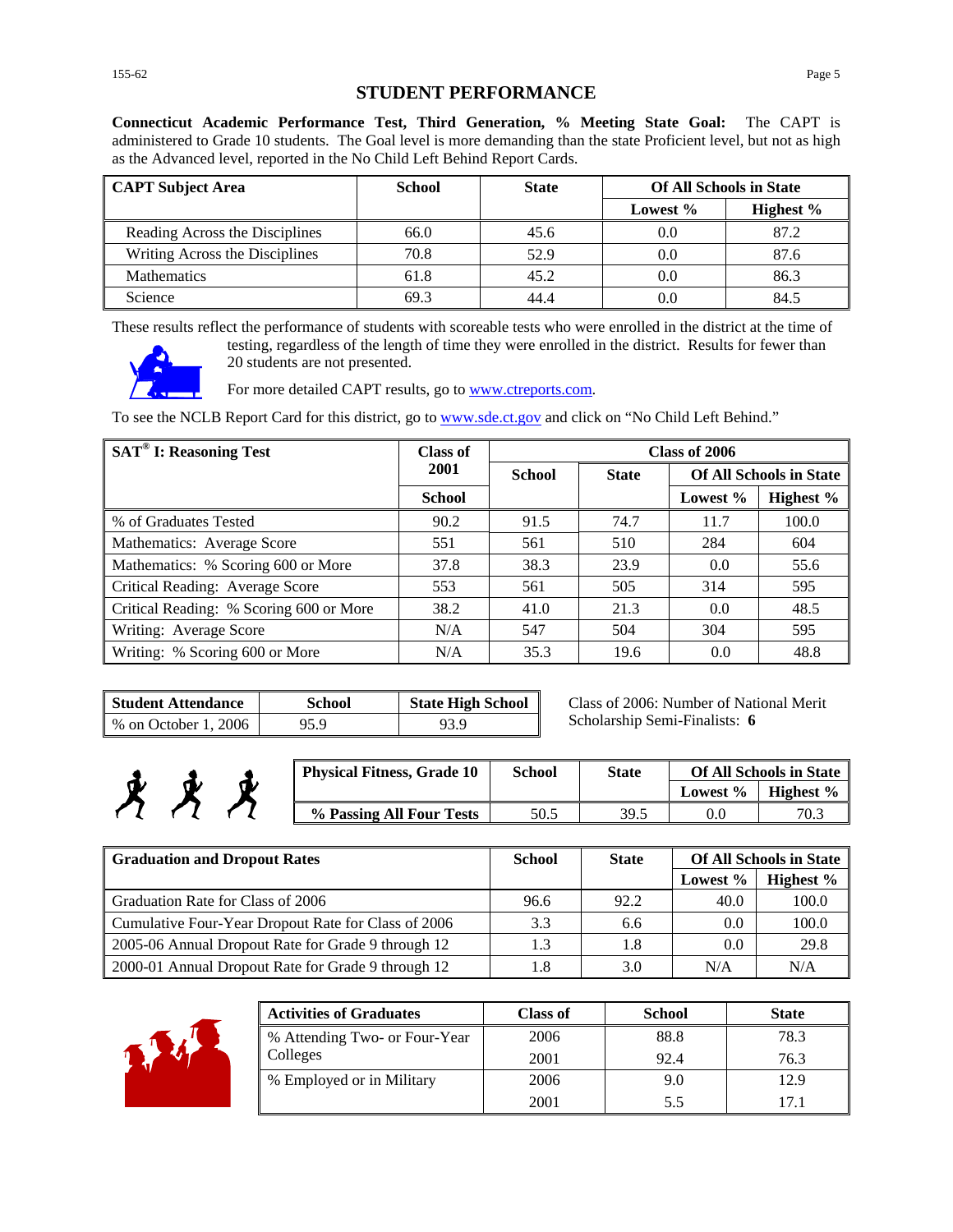# STUDENT PERFORMANCE

**Connecticut Academic Performance Test, Third Generation, % Meeting State Goal:** The CAPT is administered to Grade 10 students. The Goal level is more demanding than the state Proficient level, but not as high as the Advanced level, reported in the No Child Left Behind Report Cards.

| CAPT Subject Area | School | State | Of All Schools in State | |
|---|---|---|---|---|
| | | | Lowest % | Highest % |
| Reading Across the Disciplines | 66.0 | 45.6 | 0.0 | 87.2 |
| Writing Across the Disciplines | 70.8 | 52.9 | 0.0 | 87.6 |
| Mathematics | 61.8 | 45.2 | 0.0 | 86.3 |
| Science | 69.3 | 44.4 | 0.0 | 84.5 |

These results reflect the performance of students with scoreable tests who were enrolled in the district at the time of testing, regardless of the length of time they were enrolled in the district. Results for fewer than 20 students are not presented.

For more detailed CAPT results, go to www.ctreports.com.

To see the NCLB Report Card for this district, go to www.sde.ct.gov and click on "No Child Left Behind."

| SAT® I: Reasoning Test | Class of 2001 | Class of 2006 | | | |
|---|---|---|---|---|---|
| | | School | State | Of All Schools in State | |
| | School | | | Lowest % | Highest % |
| % of Graduates Tested | 90.2 | 91.5 | 74.7 | 11.7 | 100.0 |
| Mathematics: Average Score | 551 | 561 | 510 | 284 | 604 |
| Mathematics: % Scoring 600 or More | 37.8 | 38.3 | 23.9 | 0.0 | 55.6 |
| Critical Reading: Average Score | 553 | 561 | 505 | 314 | 595 |
| Critical Reading: % Scoring 600 or More | 38.2 | 41.0 | 21.3 | 0.0 | 48.5 |
| Writing: Average Score | N/A | 547 | 504 | 304 | 595 |
| Writing: % Scoring 600 or More | N/A | 35.3 | 19.6 | 0.0 | 48.8 |

| Student Attendance | School | State High School |
|---|---|---|
| % on October 1, 2006 | 95.9 | 93.9 |

Class of 2006: Number of National Merit Scholarship Semi-Finalists: **6**

| Physical Fitness, Grade 10 | School | State | Of All Schools in State | |
|---|---|---|---|---|
| | | | Lowest % | Highest % |
| % Passing All Four Tests | 50.5 | 39.5 | 0.0 | 70.3 |

| Graduation and Dropout Rates | School | State | Of All Schools in State | |
|---|---|---|---|---|
| | | | Lowest % | Highest % |
| Graduation Rate for Class of 2006 | 96.6 | 92.2 | 40.0 | 100.0 |
| Cumulative Four-Year Dropout Rate for Class of 2006 | 3.3 | 6.6 | 0.0 | 100.0 |
| 2005-06 Annual Dropout Rate for Grade 9 through 12 | 1.3 | 1.8 | 0.0 | 29.8 |
| 2000-01 Annual Dropout Rate for Grade 9 through 12 | 1.8 | 3.0 | N/A | N/A |

| Activities of Graduates | Class of | School | State |
|---|---|---|---|
| % Attending Two- or Four-Year Colleges | 2006 | 88.8 | 78.3 |
| | 2001 | 92.4 | 76.3 |
| % Employed or in Military | 2006 | 9.0 | 12.9 |
| | 2001 | 5.5 | 17.1 |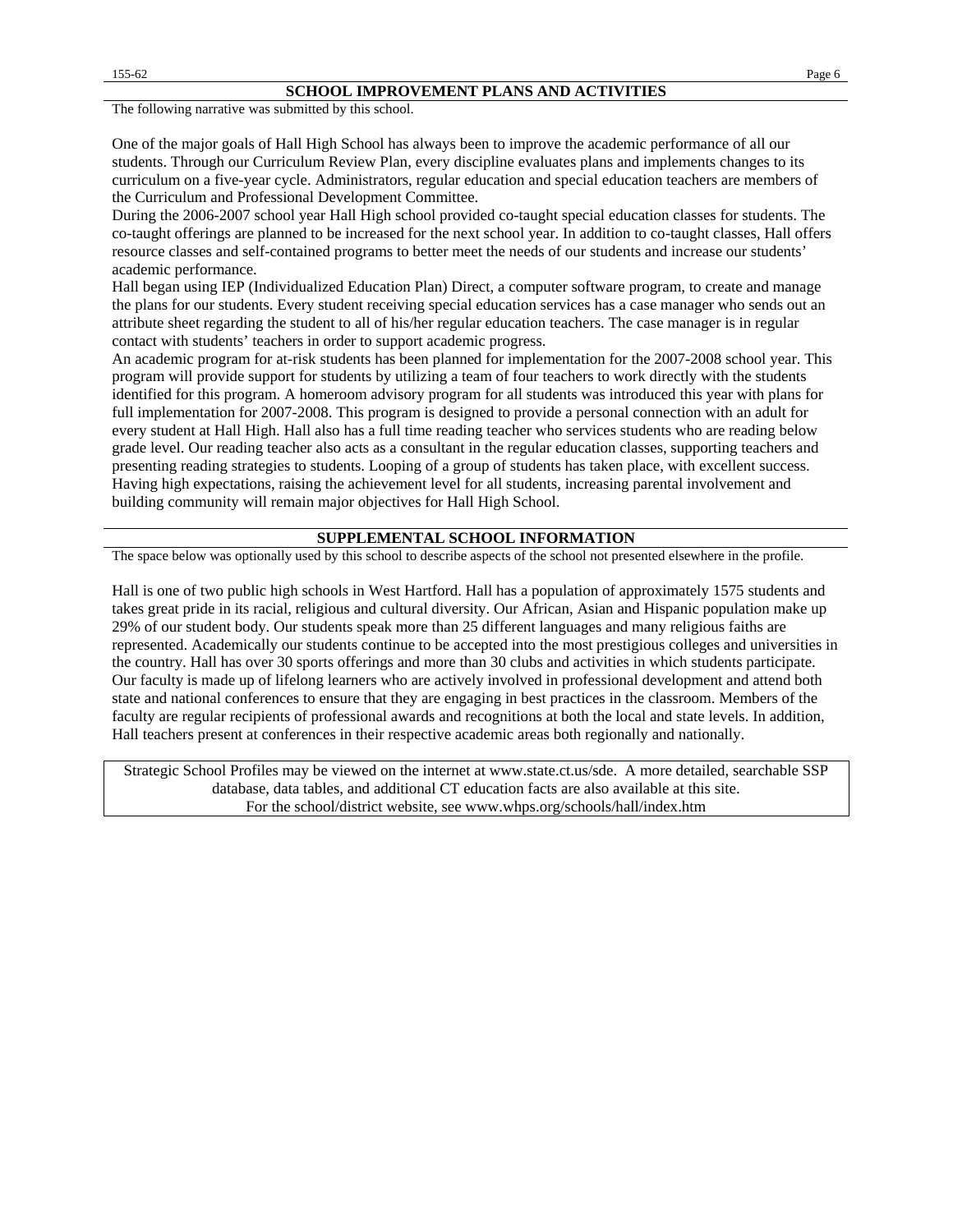## SCHOOL IMPROVEMENT PLANS AND ACTIVITIES

The following narrative was submitted by this school.

One of the major goals of Hall High School has always been to improve the academic performance of all our students. Through our Curriculum Review Plan, every discipline evaluates plans and implements changes to its curriculum on a five-year cycle. Administrators, regular education and special education teachers are members of the Curriculum and Professional Development Committee.

During the 2006-2007 school year Hall High school provided co-taught special education classes for students. The co-taught offerings are planned to be increased for the next school year. In addition to co-taught classes, Hall offers resource classes and self-contained programs to better meet the needs of our students and increase our students' academic performance.

Hall began using IEP (Individualized Education Plan) Direct, a computer software program, to create and manage the plans for our students. Every student receiving special education services has a case manager who sends out an attribute sheet regarding the student to all of his/her regular education teachers. The case manager is in regular contact with students' teachers in order to support academic progress.

An academic program for at-risk students has been planned for implementation for the 2007-2008 school year. This program will provide support for students by utilizing a team of four teachers to work directly with the students identified for this program. A homeroom advisory program for all students was introduced this year with plans for full implementation for 2007-2008. This program is designed to provide a personal connection with an adult for every student at Hall High. Hall also has a full time reading teacher who services students who are reading below grade level. Our reading teacher also acts as a consultant in the regular education classes, supporting teachers and presenting reading strategies to students. Looping of a group of students has taken place, with excellent success. Having high expectations, raising the achievement level for all students, increasing parental involvement and building community will remain major objectives for Hall High School.

## SUPPLEMENTAL SCHOOL INFORMATION

The space below was optionally used by this school to describe aspects of the school not presented elsewhere in the profile.

Hall is one of two public high schools in West Hartford. Hall has a population of approximately 1575 students and takes great pride in its racial, religious and cultural diversity. Our African, Asian and Hispanic population make up 29% of our student body. Our students speak more than 25 different languages and many religious faiths are represented. Academically our students continue to be accepted into the most prestigious colleges and universities in the country. Hall has over 30 sports offerings and more than 30 clubs and activities in which students participate. Our faculty is made up of lifelong learners who are actively involved in professional development and attend both state and national conferences to ensure that they are engaging in best practices in the classroom. Members of the faculty are regular recipients of professional awards and recognitions at both the local and state levels. In addition, Hall teachers present at conferences in their respective academic areas both regionally and nationally.

Strategic School Profiles may be viewed on the internet at www.state.ct.us/sde. A more detailed, searchable SSP database, data tables, and additional CT education facts are also available at this site.
For the school/district website, see www.whps.org/schools/hall/index.htm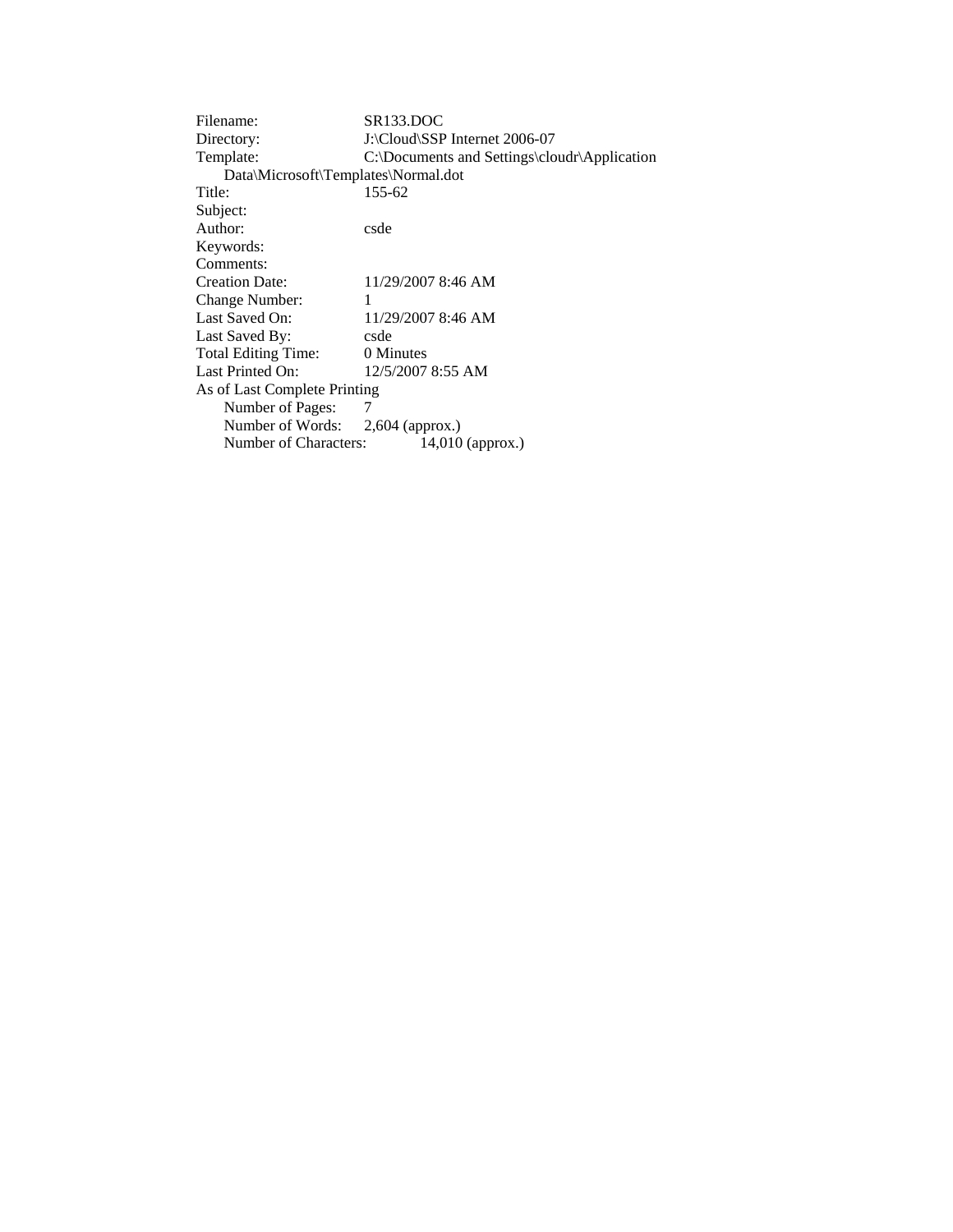Filename: SR133.DOC
Directory: J:\Cloud\SSP Internet 2006-07
Template: C:\Documents and Settings\cloudr\Application Data\Microsoft\Templates\Normal.dot
Title: 155-62
Subject:
Author: csde
Keywords:
Comments:
Creation Date: 11/29/2007 8:46 AM
Change Number: 1
Last Saved On: 11/29/2007 8:46 AM
Last Saved By: csde
Total Editing Time: 0 Minutes
Last Printed On: 12/5/2007 8:55 AM
As of Last Complete Printing
Number of Pages: 7
Number of Words: 2,604 (approx.)
Number of Characters: 14,010 (approx.)